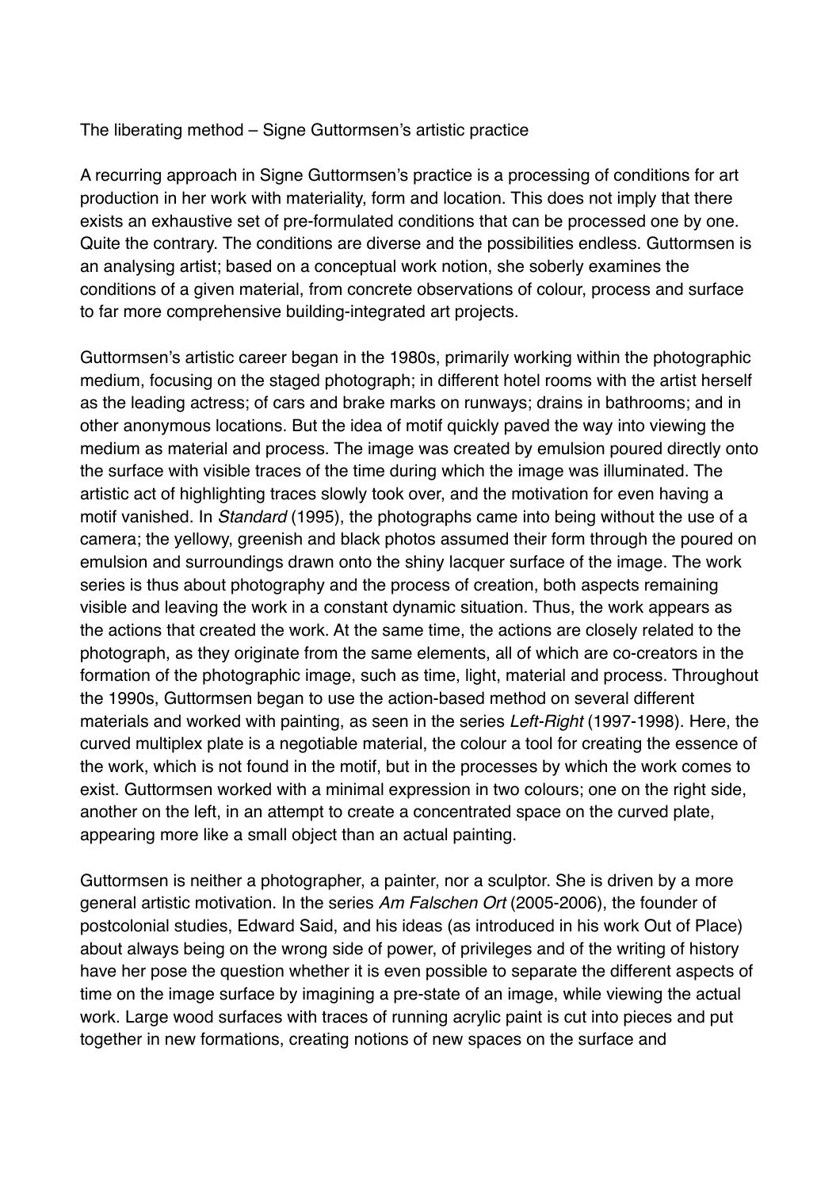# The liberating method – Signe Guttormsen's artistic practice

A recurring approach in Signe Guttormsen's practice is a processing of conditions for art production in her work with materiality, form and location. This does not imply that there exists an exhaustive set of pre-formulated conditions that can be processed one by one. Quite the contrary. The conditions are diverse and the possibilities endless. Guttormsen is an analysing artist; based on a conceptual work notion, she soberly examines the conditions of a given material, from concrete observations of colour, process and surface to far more comprehensive building-integrated art projects.

Guttormsen's artistic career began in the 1980s, primarily working within the photographic medium, focusing on the staged photograph; in different hotel rooms with the artist herself as the leading actress; of cars and brake marks on runways; drains in bathrooms; and in other anonymous locations. But the idea of motif quickly paved the way into viewing the medium as material and process. The image was created by emulsion poured directly onto the surface with visible traces of the time during which the image was illuminated. The artistic act of highlighting traces slowly took over, and the motivation for even having a motif vanished. In *Standard* (1995), the photographs came into being without the use of a camera; the yellowy, greenish and black photos assumed their form through the poured on emulsion and surroundings drawn onto the shiny lacquer surface of the image. The work series is thus about photography and the process of creation, both aspects remaining visible and leaving the work in a constant dynamic situation. Thus, the work appears as the actions that created the work. At the same time, the actions are closely related to the photograph, as they originate from the same elements, all of which are co-creators in the formation of the photographic image, such as time, light, material and process. Throughout the 1990s, Guttormsen began to use the action-based method on several different materials and worked with painting, as seen in the series *Left-Right* (1997-1998). Here, the curved multiplex plate is a negotiable material, the colour a tool for creating the essence of the work, which is not found in the motif, but in the processes by which the work comes to exist. Guttormsen worked with a minimal expression in two colours; one on the right side, another on the left, in an attempt to create a concentrated space on the curved plate, appearing more like a small object than an actual painting.

Guttormsen is neither a photographer, a painter, nor a sculptor. She is driven by a more general artistic motivation. In the series *Am Falschen Ort* (2005-2006), the founder of postcolonial studies, Edward Said, and his ideas (as introduced in his work Out of Place) about always being on the wrong side of power, of privileges and of the writing of history have her pose the question whether it is even possible to separate the different aspects of time on the image surface by imagining a pre-state of an image, while viewing the actual work. Large wood surfaces with traces of running acrylic paint is cut into pieces and put together in new formations, creating notions of new spaces on the surface and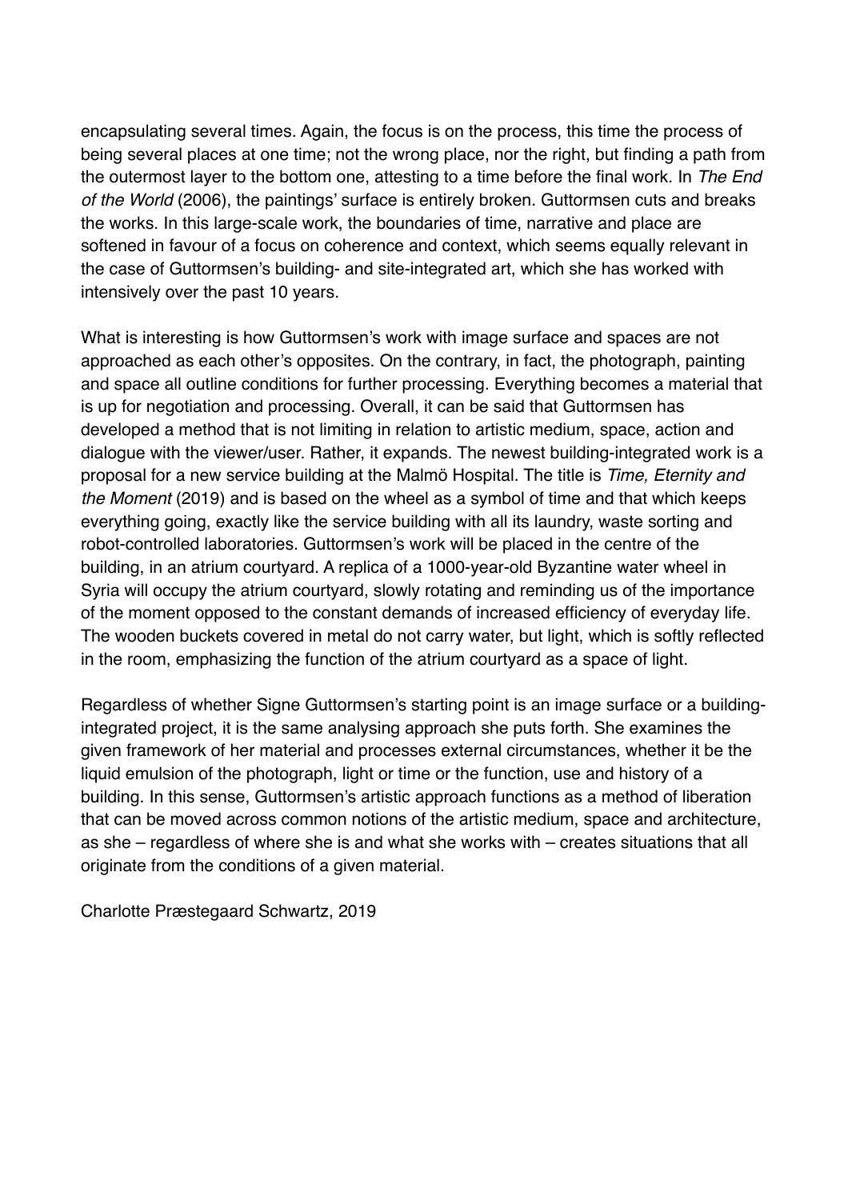encapsulating several times. Again, the focus is on the process, this time the process of being several places at one time; not the wrong place, nor the right, but finding a path from the outermost layer to the bottom one, attesting to a time before the final work. In *The End of the World* (2006), the paintings' surface is entirely broken. Guttormsen cuts and breaks the works. In this large-scale work, the boundaries of time, narrative and place are softened in favour of a focus on coherence and context, which seems equally relevant in the case of Guttormsen's building- and site-integrated art, which she has worked with intensively over the past 10 years.

What is interesting is how Guttormsen's work with image surface and spaces are not approached as each other's opposites. On the contrary, in fact, the photograph, painting and space all outline conditions for further processing. Everything becomes a material that is up for negotiation and processing. Overall, it can be said that Guttormsen has developed a method that is not limiting in relation to artistic medium, space, action and dialogue with the viewer/user. Rather, it expands. The newest building-integrated work is a proposal for a new service building at the Malmö Hospital. The title is *Time, Eternity and the Moment* (2019) and is based on the wheel as a symbol of time and that which keeps everything going, exactly like the service building with all its laundry, waste sorting and robot-controlled laboratories. Guttormsen's work will be placed in the centre of the building, in an atrium courtyard. A replica of a 1000-year-old Byzantine water wheel in Syria will occupy the atrium courtyard, slowly rotating and reminding us of the importance of the moment opposed to the constant demands of increased efficiency of everyday life. The wooden buckets covered in metal do not carry water, but light, which is softly reflected in the room, emphasizing the function of the atrium courtyard as a space of light.

Regardless of whether Signe Guttormsen's starting point is an image surface or a building-integrated project, it is the same analysing approach she puts forth. She examines the given framework of her material and processes external circumstances, whether it be the liquid emulsion of the photograph, light or time or the function, use and history of a building. In this sense, Guttormsen's artistic approach functions as a method of liberation that can be moved across common notions of the artistic medium, space and architecture, as she – regardless of where she is and what she works with – creates situations that all originate from the conditions of a given material.

Charlotte Præstegaard Schwartz, 2019